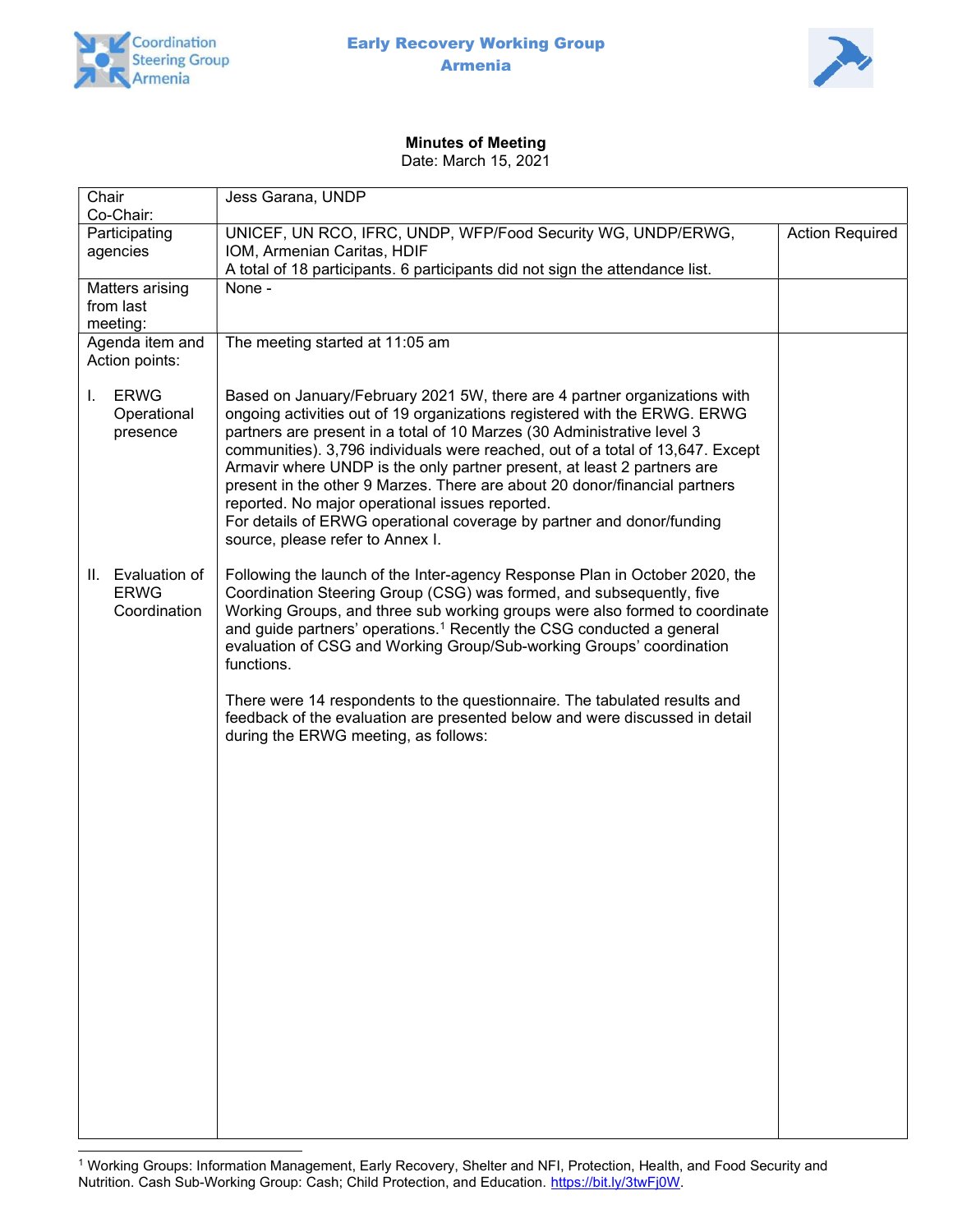**Early Recovery Working Group**
**Armenia**

**Minutes of Meeting**
Date: March 15, 2021

| Chair<br>Co-Chair: | Jess Garana, UNDP | |
|---|---|---|
| Participating agencies | UNICEF, UN RCO, IFRC, UNDP, WFP/Food Security WG, UNDP/ERWG, IOM, Armenian Caritas, HDIF<br>A total of 18 participants. 6 participants did not sign the attendance list. | Action Required |
| Matters arising from last meeting: | None - | |
| Agenda item and Action points: | The meeting started at 11:05 am | |
| I. ERWG Operational presence | Based on January/February 2021 5W, there are 4 partner organizations with ongoing activities out of 19 organizations registered with the ERWG. ERWG partners are present in a total of 10 Marzes (30 Administrative level 3 communities). 3,796 individuals were reached, out of a total of 13,647. Except Armavir where UNDP is the only partner present, at least 2 partners are present in the other 9 Marzes. There are about 20 donor/financial partners reported. No major operational issues reported.<br>For details of ERWG operational coverage by partner and donor/funding source, please refer to Annex I. | |
| II. Evaluation of ERWG Coordination | Following the launch of the Inter-agency Response Plan in October 2020, the Coordination Steering Group (CSG) was formed, and subsequently, five Working Groups, and three sub working groups were also formed to coordinate and guide partners' operations.[1] Recently the CSG conducted a general evaluation of CSG and Working Group/Sub-working Groups' coordination functions.<br><br>There were 14 respondents to the questionnaire. The tabulated results and feedback of the evaluation are presented below and were discussed in detail during the ERWG meeting, as follows: | |

[1] Working Groups: Information Management, Early Recovery, Shelter and NFI, Protection, Health, and Food Security and Nutrition. Cash Sub-Working Group: Cash; Child Protection, and Education. https://bit.ly/3twFj0W.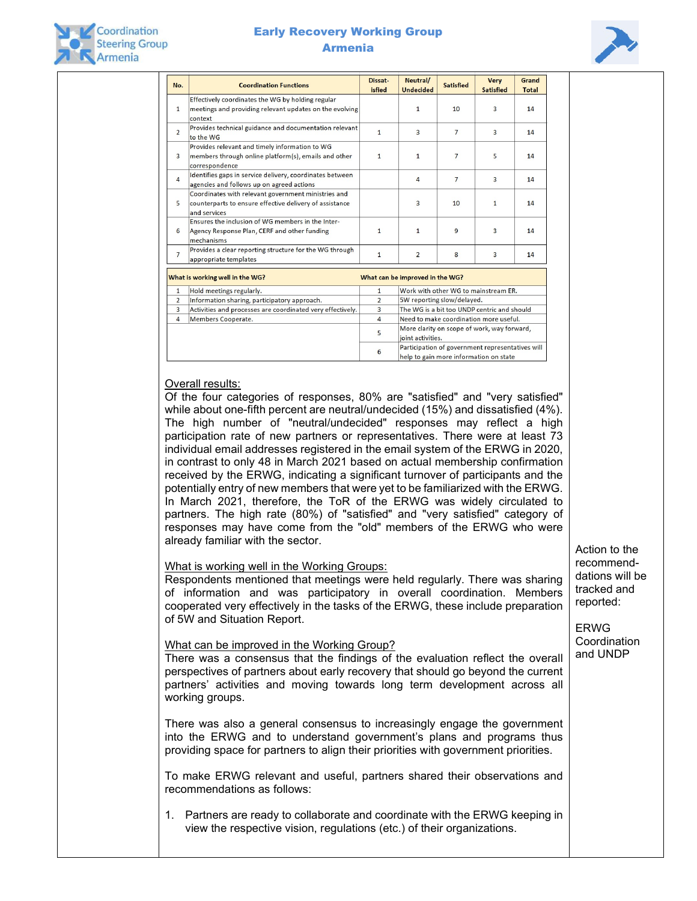| No. | Coordination Functions | Dissat-isfied | Neutral/ Undecided | Satisfied | Very Satisfied | Grand Total |
|---|---|---|---|---|---|---|
| 1 | Effectively coordinates the WG by holding regular meetings and providing relevant updates on the evolving context | | 1 | 10 | 3 | 14 |
| 2 | Provides technical guidance and documentation relevant to the WG | 1 | 3 | 7 | 3 | 14 |
| 3 | Provides relevant and timely information to WG members through online platform(s), emails and other correspondence | 1 | 1 | 7 | 5 | 14 |
| 4 | Identifies gaps in service delivery, coordinates between agencies and follows up on agreed actions | | 4 | 7 | 3 | 14 |
| 5 | Coordinates with relevant government ministries and counterparts to ensure effective delivery of assistance and services | | 3 | 10 | 1 | 14 |
| 6 | Ensures the inclusion of WG members in the Inter-Agency Response Plan, CERF and other funding mechanisms | 1 | 1 | 9 | 3 | 14 |
| 7 | Provides a clear reporting structure for the WG through appropriate templates | 1 | 2 | 8 | 3 | 14 |

| | What is working well in the WG? | | What can be improved in the WG? |
|---|---|---|---|
| 1 | Hold meetings regularly. | 1 | Work with other WG to mainstream ER. |
| 2 | Information sharing, participatory approach. | 2 | 5W reporting slow/delayed. |
| 3 | Activities and processes are coordinated very effectively. | 3 | The WG is a bit too UNDP centric and should |
| 4 | Members Cooperate. | 4 | Need to make coordination more useful. |
| | | 5 | More clarity on scope of work, way forward, joint activities. |
| | | 6 | Participation of government representatives will help to gain more information on state |

<u>Overall results:</u>
Of the four categories of responses, 80% are "satisfied" and "very satisfied" while about one-fifth percent are neutral/undecided (15%) and dissatisfied (4%). The high number of "neutral/undecided" responses may reflect a high participation rate of new partners or representatives. There were at least 73 individual email addresses registered in the email system of the ERWG in 2020, in contrast to only 48 in March 2021 based on actual membership confirmation received by the ERWG, indicating a significant turnover of participants and the potentially entry of new members that were yet to be familiarized with the ERWG. In March 2021, therefore, the ToR of the ERWG was widely circulated to partners. The high rate (80%) of "satisfied" and "very satisfied" category of responses may have come from the "old" members of the ERWG who were already familiar with the sector.

<u>What is working well in the Working Groups:</u>
Respondents mentioned that meetings were held regularly. There was sharing of information and was participatory in overall coordination. Members cooperated very effectively in the tasks of the ERWG, these include preparation of 5W and Situation Report.

<u>What can be improved in the Working Group?</u>
There was a consensus that the findings of the evaluation reflect the overall perspectives of partners about early recovery that should go beyond the current partners' activities and moving towards long term development across all working groups.

There was also a general consensus to increasingly engage the government into the ERWG and to understand government's plans and programs thus providing space for partners to align their priorities with government priorities.

To make ERWG relevant and useful, partners shared their observations and recommendations as follows:

1. Partners are ready to collaborate and coordinate with the ERWG keeping in view the respective vision, regulations (etc.) of their organizations.

Action to the recommend-dations will be tracked and reported:

ERWG Coordination and UNDP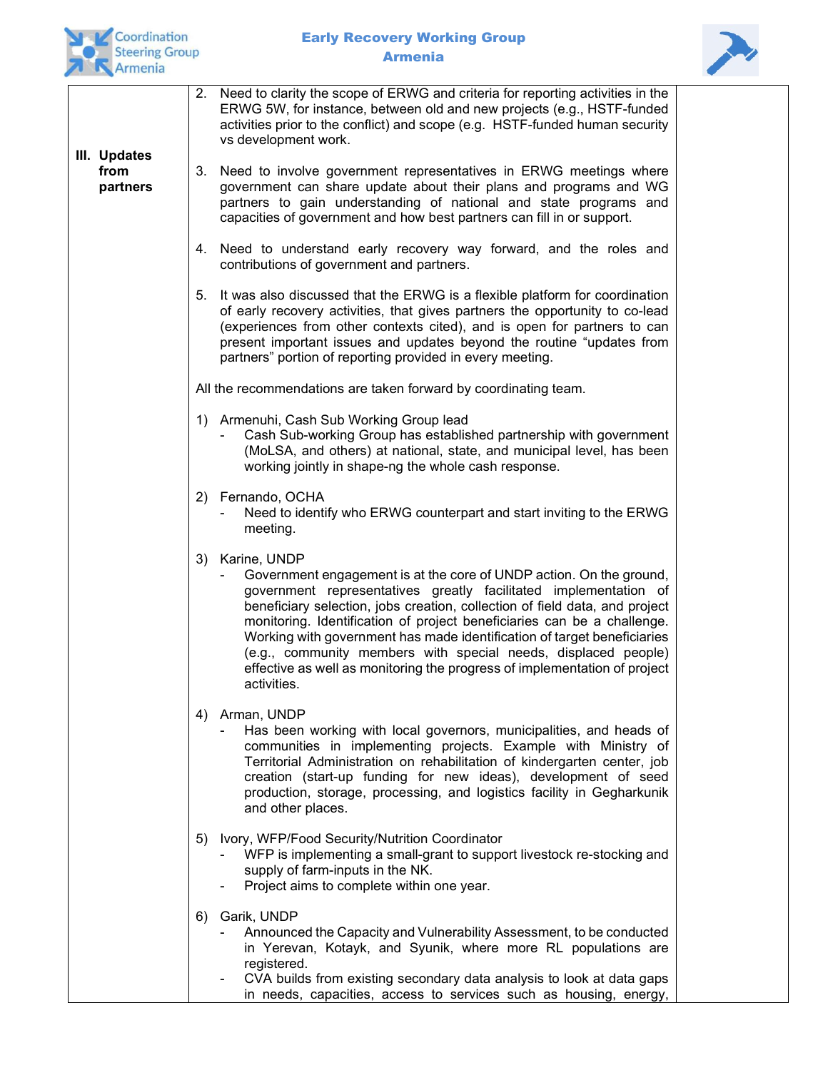| III. Updates from partners | 2. Need to clarity the scope of ERWG and criteria for reporting activities in the ERWG 5W, for instance, between old and new projects (e.g., HSTF-funded activities prior to the conflict) and scope (e.g. HSTF-funded human security vs development work.<br><br>3. Need to involve government representatives in ERWG meetings where government can share update about their plans and programs and WG partners to gain understanding of national and state programs and capacities of government and how best partners can fill in or support.<br><br>4. Need to understand early recovery way forward, and the roles and contributions of government and partners.<br><br>5. It was also discussed that the ERWG is a flexible platform for coordination of early recovery activities, that gives partners the opportunity to co-lead (experiences from other contexts cited), and is open for partners to can present important issues and updates beyond the routine "updates from partners" portion of reporting provided in every meeting.<br><br>All the recommendations are taken forward by coordinating team.<br><br>1) Armenuhi, Cash Sub Working Group lead<br>- Cash Sub-working Group has established partnership with government (MoLSA, and others) at national, state, and municipal level, has been working jointly in shape-ng the whole cash response.<br><br>2) Fernando, OCHA<br>- Need to identify who ERWG counterpart and start inviting to the ERWG meeting.<br><br>3) Karine, UNDP<br>- Government engagement is at the core of UNDP action. On the ground, government representatives greatly facilitated implementation of beneficiary selection, jobs creation, collection of field data, and project monitoring. Identification of project beneficiaries can be a challenge. Working with government has made identification of target beneficiaries (e.g., community members with special needs, displaced people) effective as well as monitoring the progress of implementation of project activities.<br><br>4) Arman, UNDP<br>- Has been working with local governors, municipalities, and heads of communities in implementing projects. Example with Ministry of Territorial Administration on rehabilitation of kindergarten center, job creation (start-up funding for new ideas), development of seed production, storage, processing, and logistics facility in Gegharkunik and other places.<br><br>5) Ivory, WFP/Food Security/Nutrition Coordinator<br>- WFP is implementing a small-grant to support livestock re-stocking and supply of farm-inputs in the NK.<br>- Project aims to complete within one year.<br><br>6) Garik, UNDP<br>- Announced the Capacity and Vulnerability Assessment, to be conducted in Yerevan, Kotayk, and Syunik, where more RL populations are registered.<br>- CVA builds from existing secondary data analysis to look at data gaps in needs, capacities, access to services such as housing, energy, | |
|---|---|---|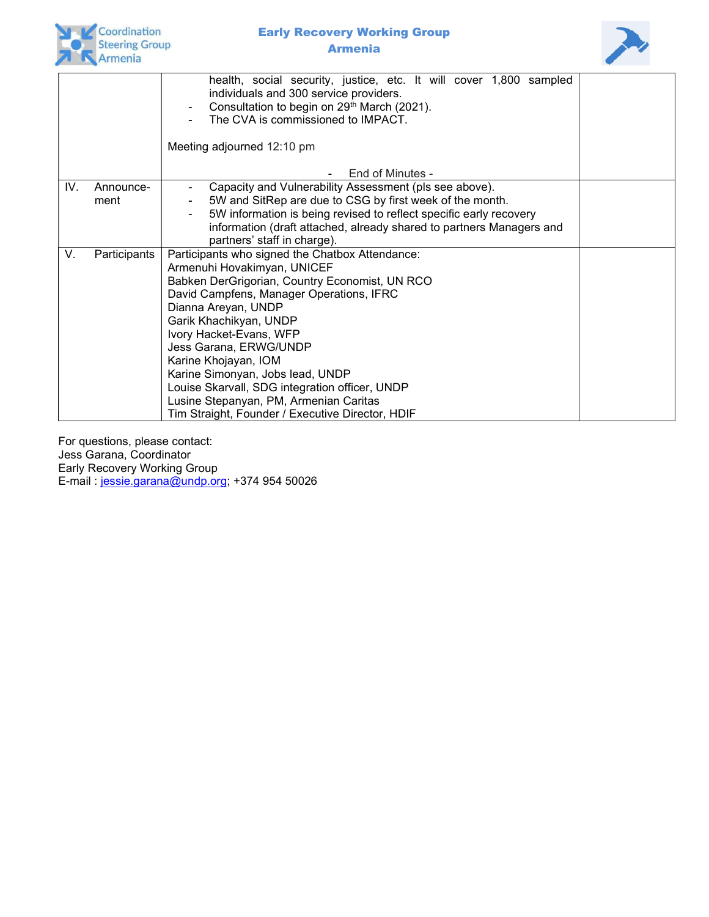| | | | |
|---|---|---|---|
| | | - health, social security, justice, etc. It will cover 1,800 sampled individuals and 300 service providers.<br>- Consultation to begin on 29th March (2021).<br>- The CVA is commissioned to IMPACT.<br><br>Meeting adjourned 12:10 pm<br><br>- End of Minutes - | |
| IV. | Announce-ment | - Capacity and Vulnerability Assessment (pls see above).<br>- 5W and SitRep are due to CSG by first week of the month.<br>- 5W information is being revised to reflect specific early recovery information (draft attached, already shared to partners Managers and partners' staff in charge). | |
| V. | Participants | Participants who signed the Chatbox Attendance:<br>Armenuhi Hovakimyan, UNICEF<br>Babken DerGrigorian, Country Economist, UN RCO<br>David Campfens, Manager Operations, IFRC<br>Dianna Areyan, UNDP<br>Garik Khachikyan, UNDP<br>Ivory Hacket-Evans, WFP<br>Jess Garana, ERWG/UNDP<br>Karine Khojayan, IOM<br>Karine Simonyan, Jobs lead, UNDP<br>Louise Skarvall, SDG integration officer, UNDP<br>Lusine Stepanyan, PM, Armenian Caritas<br>Tim Straight, Founder / Executive Director, HDIF | |

For questions, please contact:
Jess Garana, Coordinator
Early Recovery Working Group
E-mail : jessie.garana@undp.org; +374 954 50026